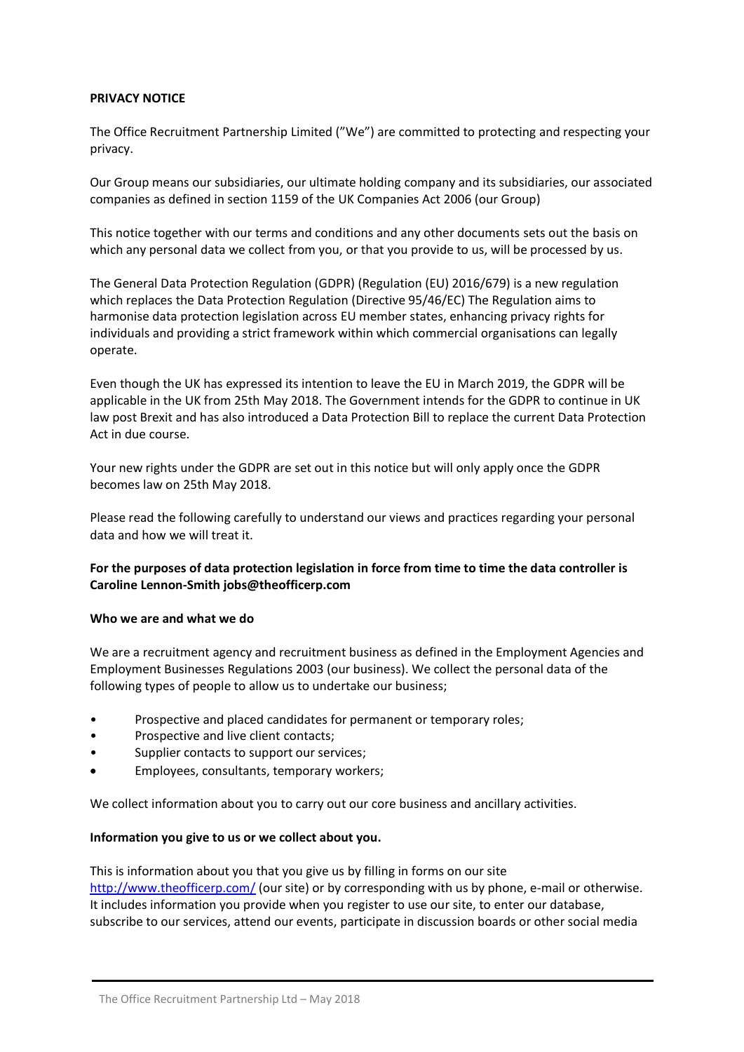**PRIVACY NOTICE**

The Office Recruitment Partnership Limited (”We”) are committed to protecting and respecting your privacy.

Our Group means our subsidiaries, our ultimate holding company and its subsidiaries, our associated companies as defined in section 1159 of the UK Companies Act 2006 (our Group)

This notice together with our terms and conditions and any other documents sets out the basis on which any personal data we collect from you, or that you provide to us, will be processed by us.

The General Data Protection Regulation (GDPR) (Regulation (EU) 2016/679) is a new regulation which replaces the Data Protection Regulation (Directive 95/46/EC) The Regulation aims to harmonise data protection legislation across EU member states, enhancing privacy rights for individuals and providing a strict framework within which commercial organisations can legally operate.

Even though the UK has expressed its intention to leave the EU in March 2019, the GDPR will be applicable in the UK from 25th May 2018. The Government intends for the GDPR to continue in UK law post Brexit and has also introduced a Data Protection Bill to replace the current Data Protection Act in due course.

Your new rights under the GDPR are set out in this notice but will only apply once the GDPR becomes law on 25th May 2018.

Please read the following carefully to understand our views and practices regarding your personal data and how we will treat it.

**For the purposes of data protection legislation in force from time to time the data controller is Caroline Lennon-Smith jobs@theofficerp.com**

**Who we are and what we do**

We are a recruitment agency and recruitment business as defined in the Employment Agencies and Employment Businesses Regulations 2003 (our business). We collect the personal data of the following types of people to allow us to undertake our business;

- Prospective and placed candidates for permanent or temporary roles;
- Prospective and live client contacts;
- Supplier contacts to support our services;
- Employees, consultants, temporary workers;

We collect information about you to carry out our core business and ancillary activities.

**Information you give to us or we collect about you.**

This is information about you that you give us by filling in forms on our site http://www.theofficerp.com/ (our site) or by corresponding with us by phone, e-mail or otherwise. It includes information you provide when you register to use our site, to enter our database, subscribe to our services, attend our events, participate in discussion boards or other social media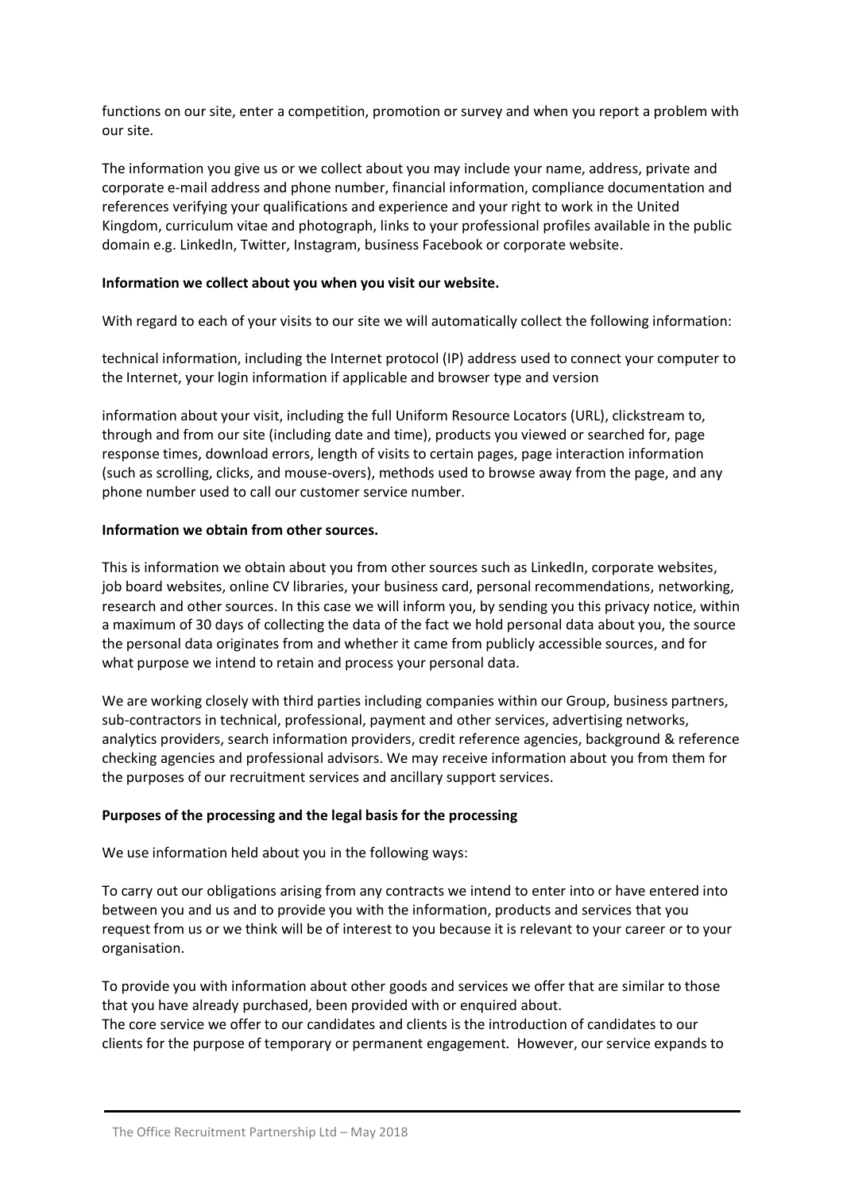functions on our site, enter a competition, promotion or survey and when you report a problem with our site.

The information you give us or we collect about you may include your name, address, private and corporate e-mail address and phone number, financial information, compliance documentation and references verifying your qualifications and experience and your right to work in the United Kingdom, curriculum vitae and photograph, links to your professional profiles available in the public domain e.g. LinkedIn, Twitter, Instagram, business Facebook or corporate website.

**Information we collect about you when you visit our website.**

With regard to each of your visits to our site we will automatically collect the following information:

technical information, including the Internet protocol (IP) address used to connect your computer to the Internet, your login information if applicable and browser type and version

information about your visit, including the full Uniform Resource Locators (URL), clickstream to, through and from our site (including date and time), products you viewed or searched for, page response times, download errors, length of visits to certain pages, page interaction information (such as scrolling, clicks, and mouse-overs), methods used to browse away from the page, and any phone number used to call our customer service number.

**Information we obtain from other sources.**

This is information we obtain about you from other sources such as LinkedIn, corporate websites, job board websites, online CV libraries, your business card, personal recommendations, networking, research and other sources. In this case we will inform you, by sending you this privacy notice, within a maximum of 30 days of collecting the data of the fact we hold personal data about you, the source the personal data originates from and whether it came from publicly accessible sources, and for what purpose we intend to retain and process your personal data.

We are working closely with third parties including companies within our Group, business partners, sub-contractors in technical, professional, payment and other services, advertising networks, analytics providers, search information providers, credit reference agencies, background & reference checking agencies and professional advisors. We may receive information about you from them for the purposes of our recruitment services and ancillary support services.

**Purposes of the processing and the legal basis for the processing**

We use information held about you in the following ways:

To carry out our obligations arising from any contracts we intend to enter into or have entered into between you and us and to provide you with the information, products and services that you request from us or we think will be of interest to you because it is relevant to your career or to your organisation.

To provide you with information about other goods and services we offer that are similar to those that you have already purchased, been provided with or enquired about.
The core service we offer to our candidates and clients is the introduction of candidates to our clients for the purpose of temporary or permanent engagement. However, our service expands to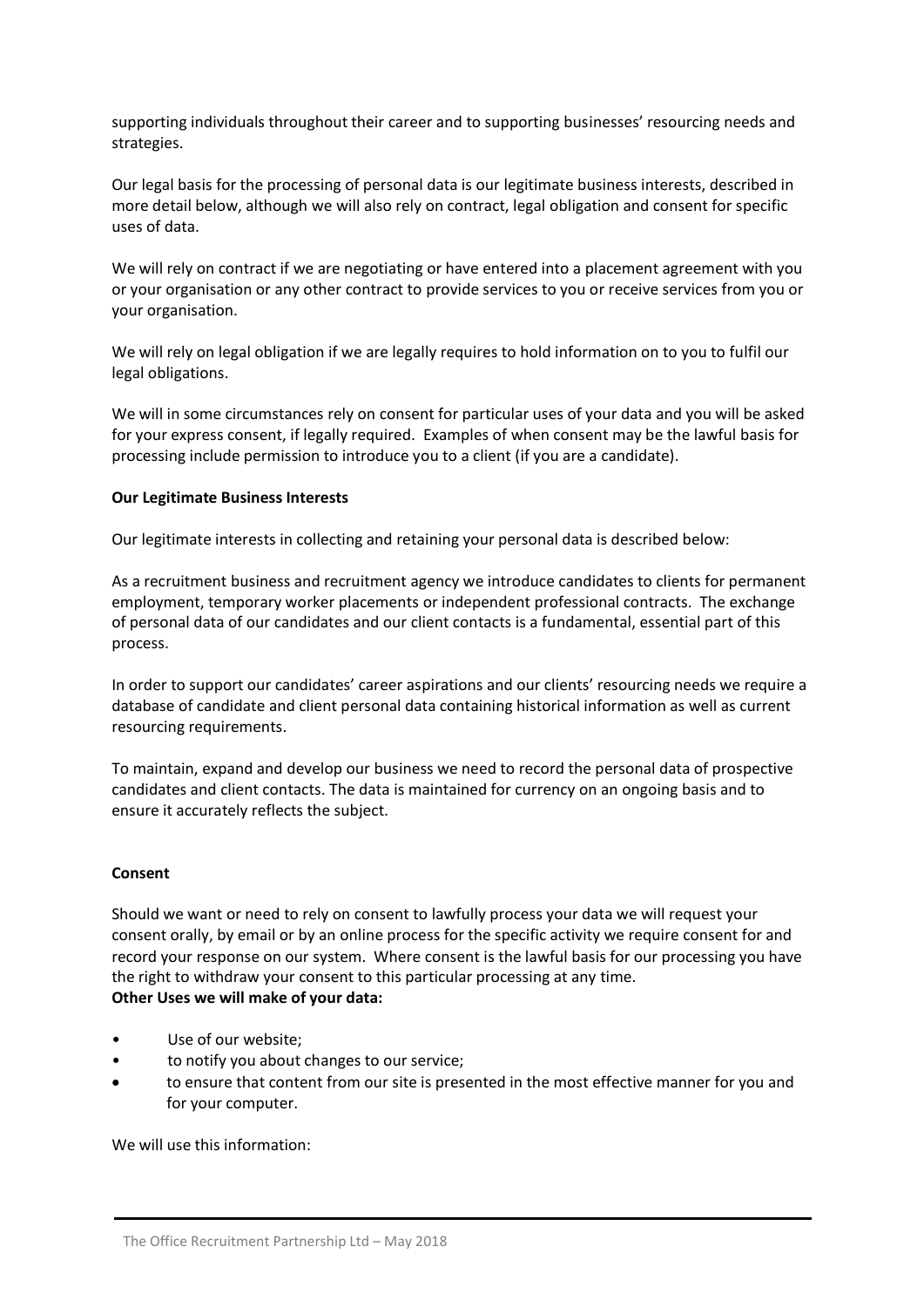supporting individuals throughout their career and to supporting businesses' resourcing needs and strategies.

Our legal basis for the processing of personal data is our legitimate business interests, described in more detail below, although we will also rely on contract, legal obligation and consent for specific uses of data.

We will rely on contract if we are negotiating or have entered into a placement agreement with you or your organisation or any other contract to provide services to you or receive services from you or your organisation.

We will rely on legal obligation if we are legally requires to hold information on to you to fulfil our legal obligations.

We will in some circumstances rely on consent for particular uses of your data and you will be asked for your express consent, if legally required. Examples of when consent may be the lawful basis for processing include permission to introduce you to a client (if you are a candidate).

**Our Legitimate Business Interests**

Our legitimate interests in collecting and retaining your personal data is described below:

As a recruitment business and recruitment agency we introduce candidates to clients for permanent employment, temporary worker placements or independent professional contracts. The exchange of personal data of our candidates and our client contacts is a fundamental, essential part of this process.

In order to support our candidates' career aspirations and our clients' resourcing needs we require a database of candidate and client personal data containing historical information as well as current resourcing requirements.

To maintain, expand and develop our business we need to record the personal data of prospective candidates and client contacts. The data is maintained for currency on an ongoing basis and to ensure it accurately reflects the subject.

**Consent**

Should we want or need to rely on consent to lawfully process your data we will request your consent orally, by email or by an online process for the specific activity we require consent for and record your response on our system. Where consent is the lawful basis for our processing you have the right to withdraw your consent to this particular processing at any time.

**Other Uses we will make of your data:**

- Use of our website;
- to notify you about changes to our service;
- to ensure that content from our site is presented in the most effective manner for you and for your computer.

We will use this information: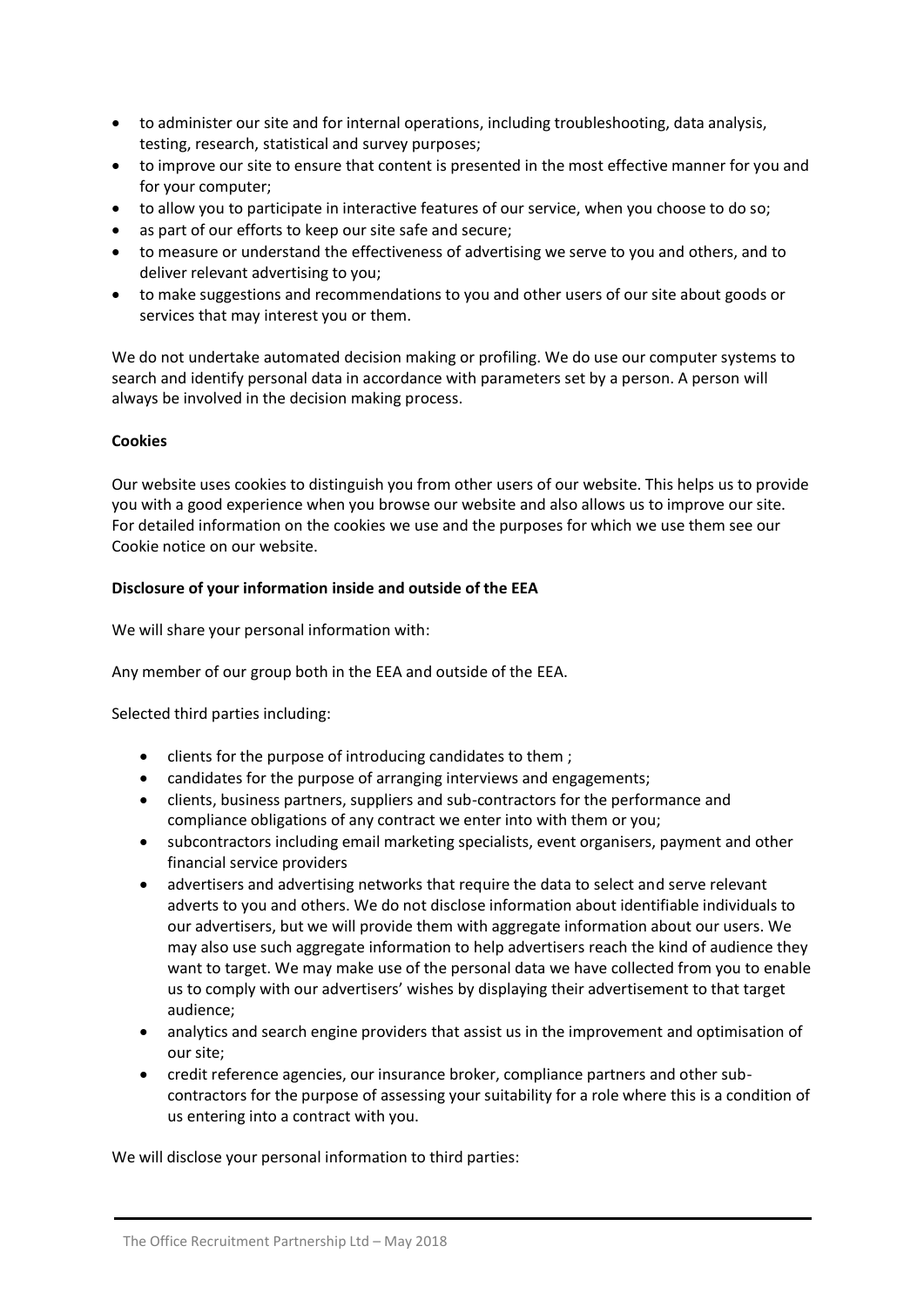- to administer our site and for internal operations, including troubleshooting, data analysis, testing, research, statistical and survey purposes;
- to improve our site to ensure that content is presented in the most effective manner for you and for your computer;
- to allow you to participate in interactive features of our service, when you choose to do so;
- as part of our efforts to keep our site safe and secure;
- to measure or understand the effectiveness of advertising we serve to you and others, and to deliver relevant advertising to you;
- to make suggestions and recommendations to you and other users of our site about goods or services that may interest you or them.

We do not undertake automated decision making or profiling. We do use our computer systems to search and identify personal data in accordance with parameters set by a person. A person will always be involved in the decision making process.

**Cookies**

Our website uses cookies to distinguish you from other users of our website. This helps us to provide you with a good experience when you browse our website and also allows us to improve our site. For detailed information on the cookies we use and the purposes for which we use them see our Cookie notice on our website.

**Disclosure of your information inside and outside of the EEA**

We will share your personal information with:

Any member of our group both in the EEA and outside of the EEA.

Selected third parties including:

- clients for the purpose of introducing candidates to them ;
- candidates for the purpose of arranging interviews and engagements;
- clients, business partners, suppliers and sub-contractors for the performance and compliance obligations of any contract we enter into with them or you;
- subcontractors including email marketing specialists, event organisers, payment and other financial service providers
- advertisers and advertising networks that require the data to select and serve relevant adverts to you and others. We do not disclose information about identifiable individuals to our advertisers, but we will provide them with aggregate information about our users. We may also use such aggregate information to help advertisers reach the kind of audience they want to target. We may make use of the personal data we have collected from you to enable us to comply with our advertisers' wishes by displaying their advertisement to that target audience;
- analytics and search engine providers that assist us in the improvement and optimisation of our site;
- credit reference agencies, our insurance broker, compliance partners and other sub-contractors for the purpose of assessing your suitability for a role where this is a condition of us entering into a contract with you.

We will disclose your personal information to third parties: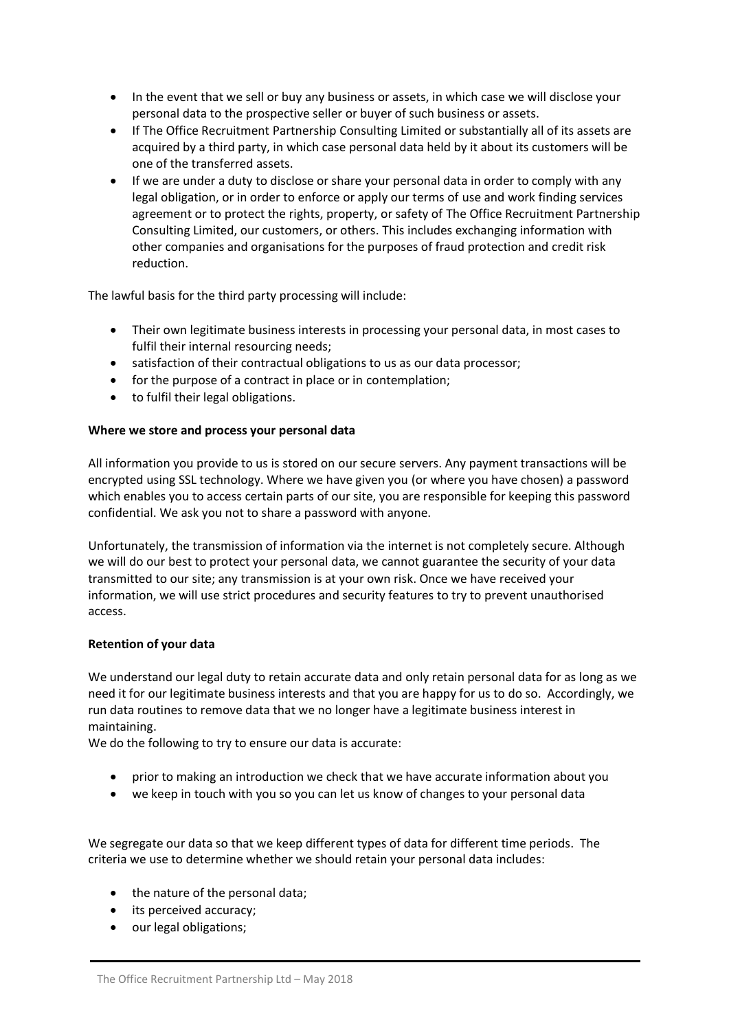- In the event that we sell or buy any business or assets, in which case we will disclose your personal data to the prospective seller or buyer of such business or assets.
- If The Office Recruitment Partnership Consulting Limited or substantially all of its assets are acquired by a third party, in which case personal data held by it about its customers will be one of the transferred assets.
- If we are under a duty to disclose or share your personal data in order to comply with any legal obligation, or in order to enforce or apply our terms of use and work finding services agreement or to protect the rights, property, or safety of The Office Recruitment Partnership Consulting Limited, our customers, or others. This includes exchanging information with other companies and organisations for the purposes of fraud protection and credit risk reduction.

The lawful basis for the third party processing will include:

- Their own legitimate business interests in processing your personal data, in most cases to fulfil their internal resourcing needs;
- satisfaction of their contractual obligations to us as our data processor;
- for the purpose of a contract in place or in contemplation;
- to fulfil their legal obligations.

**Where we store and process your personal data**

All information you provide to us is stored on our secure servers. Any payment transactions will be encrypted using SSL technology. Where we have given you (or where you have chosen) a password which enables you to access certain parts of our site, you are responsible for keeping this password confidential. We ask you not to share a password with anyone.

Unfortunately, the transmission of information via the internet is not completely secure. Although we will do our best to protect your personal data, we cannot guarantee the security of your data transmitted to our site; any transmission is at your own risk. Once we have received your information, we will use strict procedures and security features to try to prevent unauthorised access.

**Retention of your data**

We understand our legal duty to retain accurate data and only retain personal data for as long as we need it for our legitimate business interests and that you are happy for us to do so. Accordingly, we run data routines to remove data that we no longer have a legitimate business interest in maintaining.
We do the following to try to ensure our data is accurate:

- prior to making an introduction we check that we have accurate information about you
- we keep in touch with you so you can let us know of changes to your personal data

We segregate our data so that we keep different types of data for different time periods. The criteria we use to determine whether we should retain your personal data includes:

- the nature of the personal data;
- its perceived accuracy;
- our legal obligations;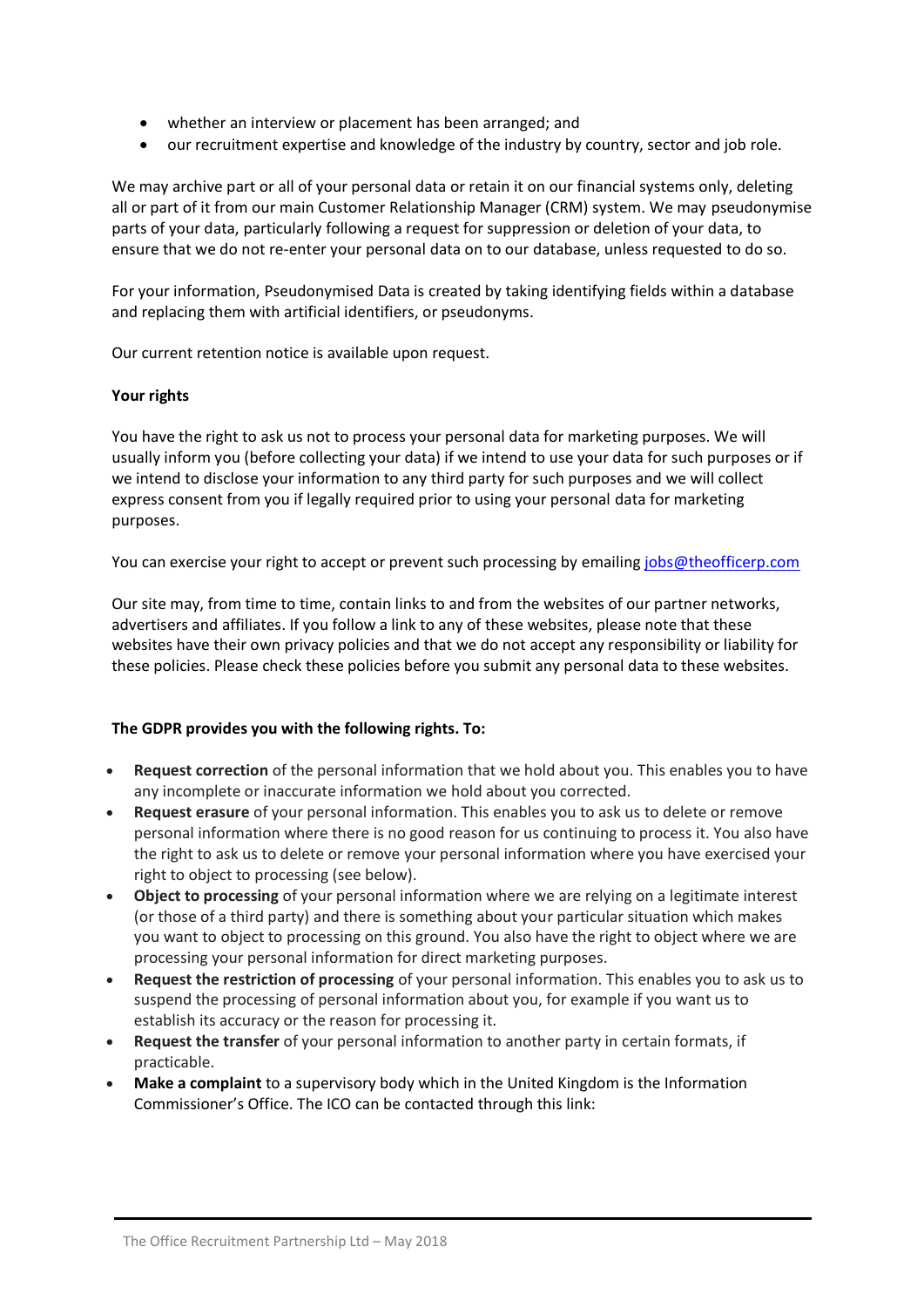- whether an interview or placement has been arranged; and
- our recruitment expertise and knowledge of the industry by country, sector and job role.

We may archive part or all of your personal data or retain it on our financial systems only, deleting all or part of it from our main Customer Relationship Manager (CRM) system. We may pseudonymise parts of your data, particularly following a request for suppression or deletion of your data, to ensure that we do not re-enter your personal data on to our database, unless requested to do so.

For your information, Pseudonymised Data is created by taking identifying fields within a database and replacing them with artificial identifiers, or pseudonyms.

Our current retention notice is available upon request.

**Your rights**

You have the right to ask us not to process your personal data for marketing purposes. We will usually inform you (before collecting your data) if we intend to use your data for such purposes or if we intend to disclose your information to any third party for such purposes and we will collect express consent from you if legally required prior to using your personal data for marketing purposes.

You can exercise your right to accept or prevent such processing by emailing jobs@theofficerp.com

Our site may, from time to time, contain links to and from the websites of our partner networks, advertisers and affiliates. If you follow a link to any of these websites, please note that these websites have their own privacy policies and that we do not accept any responsibility or liability for these policies. Please check these policies before you submit any personal data to these websites.

**The GDPR provides you with the following rights. To:**

- **Request correction** of the personal information that we hold about you. This enables you to have any incomplete or inaccurate information we hold about you corrected.
- **Request erasure** of your personal information. This enables you to ask us to delete or remove personal information where there is no good reason for us continuing to process it. You also have the right to ask us to delete or remove your personal information where you have exercised your right to object to processing (see below).
- **Object to processing** of your personal information where we are relying on a legitimate interest (or those of a third party) and there is something about your particular situation which makes you want to object to processing on this ground. You also have the right to object where we are processing your personal information for direct marketing purposes.
- **Request the restriction of processing** of your personal information. This enables you to ask us to suspend the processing of personal information about you, for example if you want us to establish its accuracy or the reason for processing it.
- **Request the transfer** of your personal information to another party in certain formats, if practicable.
- **Make a complaint** to a supervisory body which in the United Kingdom is the Information Commissioner's Office. The ICO can be contacted through this link: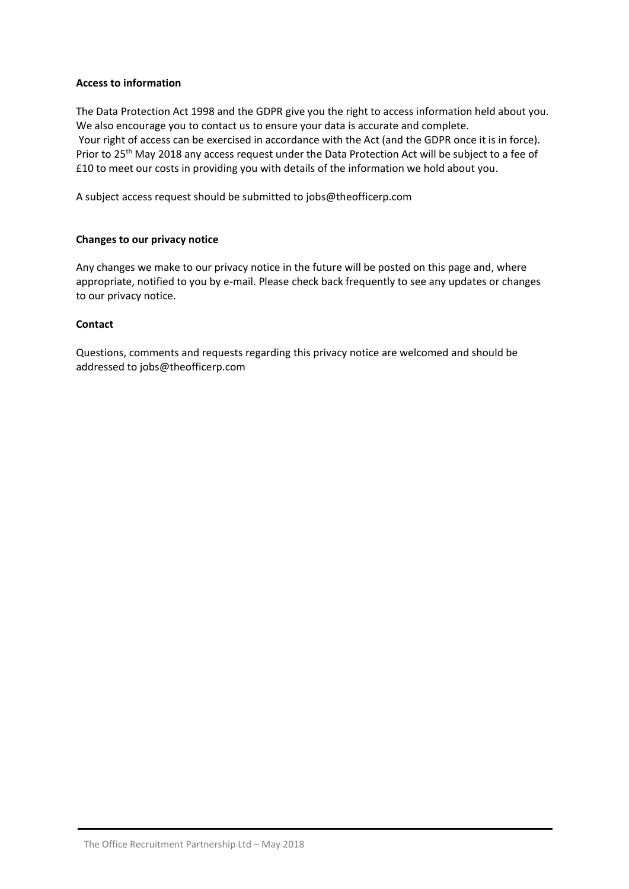**Access to information**

The Data Protection Act 1998 and the GDPR give you the right to access information held about you. We also encourage you to contact us to ensure your data is accurate and complete.
Your right of access can be exercised in accordance with the Act (and the GDPR once it is in force). Prior to 25th May 2018 any access request under the Data Protection Act will be subject to a fee of £10 to meet our costs in providing you with details of the information we hold about you.

A subject access request should be submitted to jobs@theofficerp.com

**Changes to our privacy notice**

Any changes we make to our privacy notice in the future will be posted on this page and, where appropriate, notified to you by e-mail. Please check back frequently to see any updates or changes to our privacy notice.

**Contact**

Questions, comments and requests regarding this privacy notice are welcomed and should be addressed to jobs@theofficerp.com